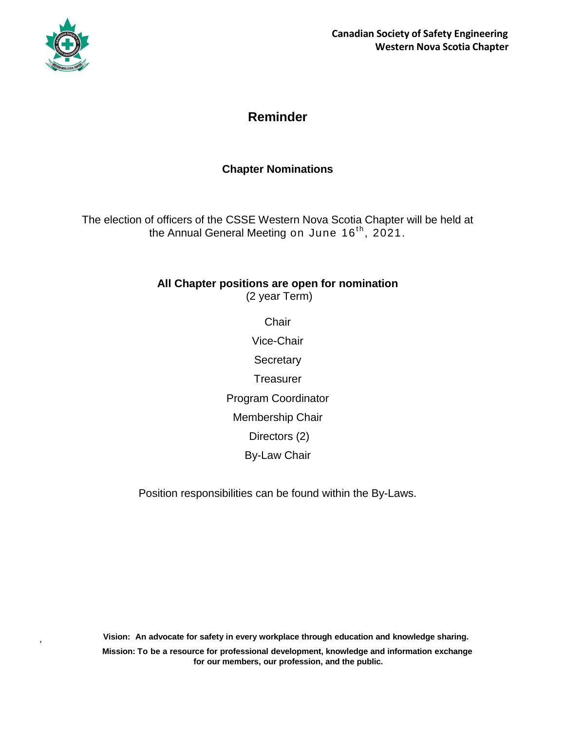**Canadian Society of Safety Engineering**
**Western Nova Scotia Chapter**

# Reminder

## Chapter Nominations

The election of officers of the CSSE Western Nova Scotia Chapter will be held at the Annual General Meeting on June 16th, 2021.

**All Chapter positions are open for nomination**
(2 year Term)

Chair

Vice-Chair

Secretary

Treasurer

Program Coordinator

Membership Chair

Directors (2)

By-Law Chair

Position responsibilities can be found within the By-Laws.

**Vision: An advocate for safety in every workplace through education and knowledge sharing.**

**Mission: To be a resource for professional development, knowledge and information exchange for our members, our profession, and the public.**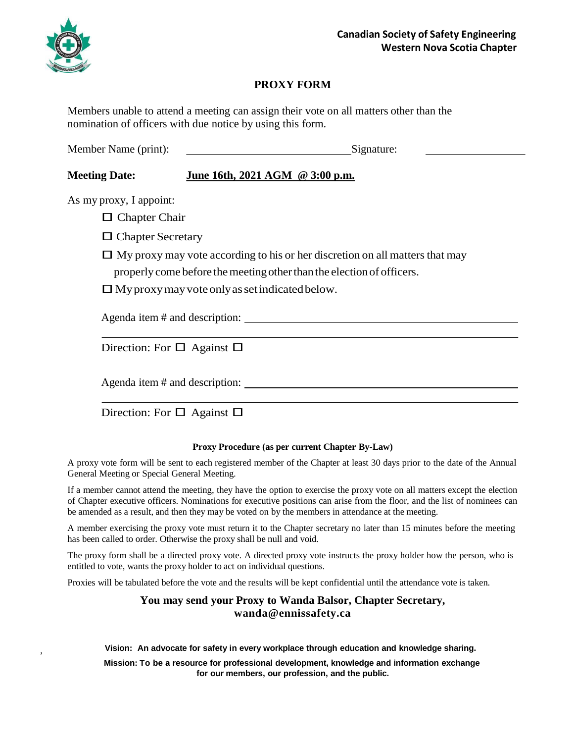**Canadian Society of Safety Engineering**
**Western Nova Scotia Chapter**

# PROXY FORM

Members unable to attend a meeting can assign their vote on all matters other than the nomination of officers with due notice by using this form.

Member Name (print): ______________________________ Signature: __________________

**Meeting Date:** **June 16th, 2021 AGM @ 3:00 p.m.**

As my proxy, I appoint:

- ☐ Chapter Chair
- ☐ Chapter Secretary
- ☐ My proxy may vote according to his or her discretion on all matters that may properly come before the meeting other than the election of officers.
- ☐ My proxy may vote only as set indicated below.

Agenda item # and description: ________________________________________________

____________________________________________________________________________

Direction: For ☐ Against ☐

Agenda item # and description: ________________________________________________

____________________________________________________________________________

Direction: For ☐ Against ☐

### Proxy Procedure (as per current Chapter By-Law)

A proxy vote form will be sent to each registered member of the Chapter at least 30 days prior to the date of the Annual General Meeting or Special General Meeting.

If a member cannot attend the meeting, they have the option to exercise the proxy vote on all matters except the election of Chapter executive officers. Nominations for executive positions can arise from the floor, and the list of nominees can be amended as a result, and then they may be voted on by the members in attendance at the meeting.

A member exercising the proxy vote must return it to the Chapter secretary no later than 15 minutes before the meeting has been called to order. Otherwise the proxy shall be null and void.

The proxy form shall be a directed proxy vote. A directed proxy vote instructs the proxy holder how the person, who is entitled to vote, wants the proxy holder to act on individual questions.

Proxies will be tabulated before the vote and the results will be kept confidential until the attendance vote is taken.

**You may send your Proxy to Wanda Balsor, Chapter Secretary, wanda@ennissafety.ca**

**Vision: An advocate for safety in every workplace through education and knowledge sharing.**

**Mission: To be a resource for professional development, knowledge and information exchange for our members, our profession, and the public.**